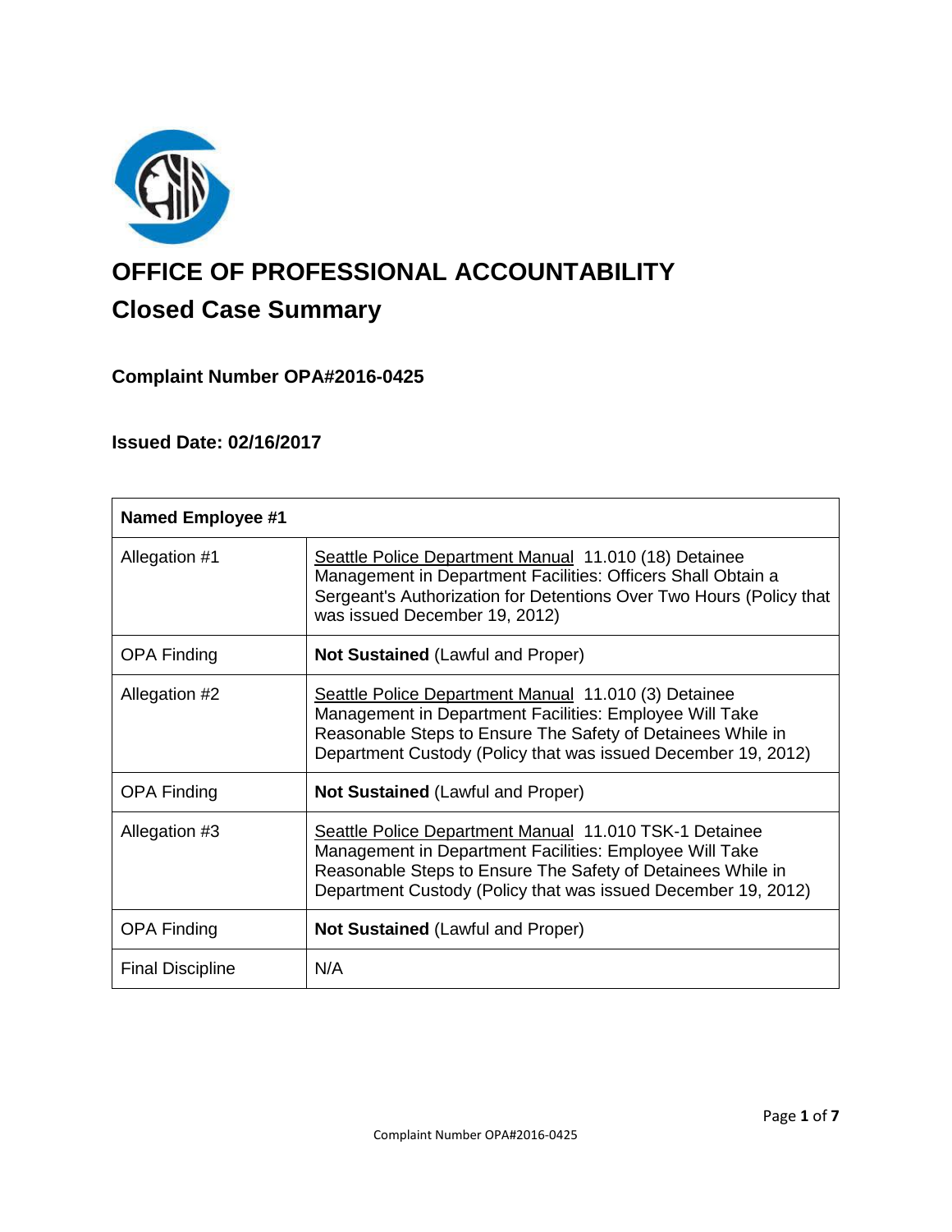# OFFICE OF PROFESSIONAL ACCOUNTABILITY

## Closed Case Summary

### Complaint Number OPA#2016-0425

### Issued Date: 02/16/2017

| Named Employee #1 | |
|---|---|
| Allegation #1 | Seattle Police Department Manual 11.010 (18) Detainee Management in Department Facilities: Officers Shall Obtain a Sergeant's Authorization for Detentions Over Two Hours (Policy that was issued December 19, 2012) |
| OPA Finding | **Not Sustained** (Lawful and Proper) |
| Allegation #2 | Seattle Police Department Manual 11.010 (3) Detainee Management in Department Facilities: Employee Will Take Reasonable Steps to Ensure The Safety of Detainees While in Department Custody (Policy that was issued December 19, 2012) |
| OPA Finding | **Not Sustained** (Lawful and Proper) |
| Allegation #3 | Seattle Police Department Manual 11.010 TSK-1 Detainee Management in Department Facilities: Employee Will Take Reasonable Steps to Ensure The Safety of Detainees While in Department Custody (Policy that was issued December 19, 2012) |
| OPA Finding | **Not Sustained** (Lawful and Proper) |
| Final Discipline | N/A |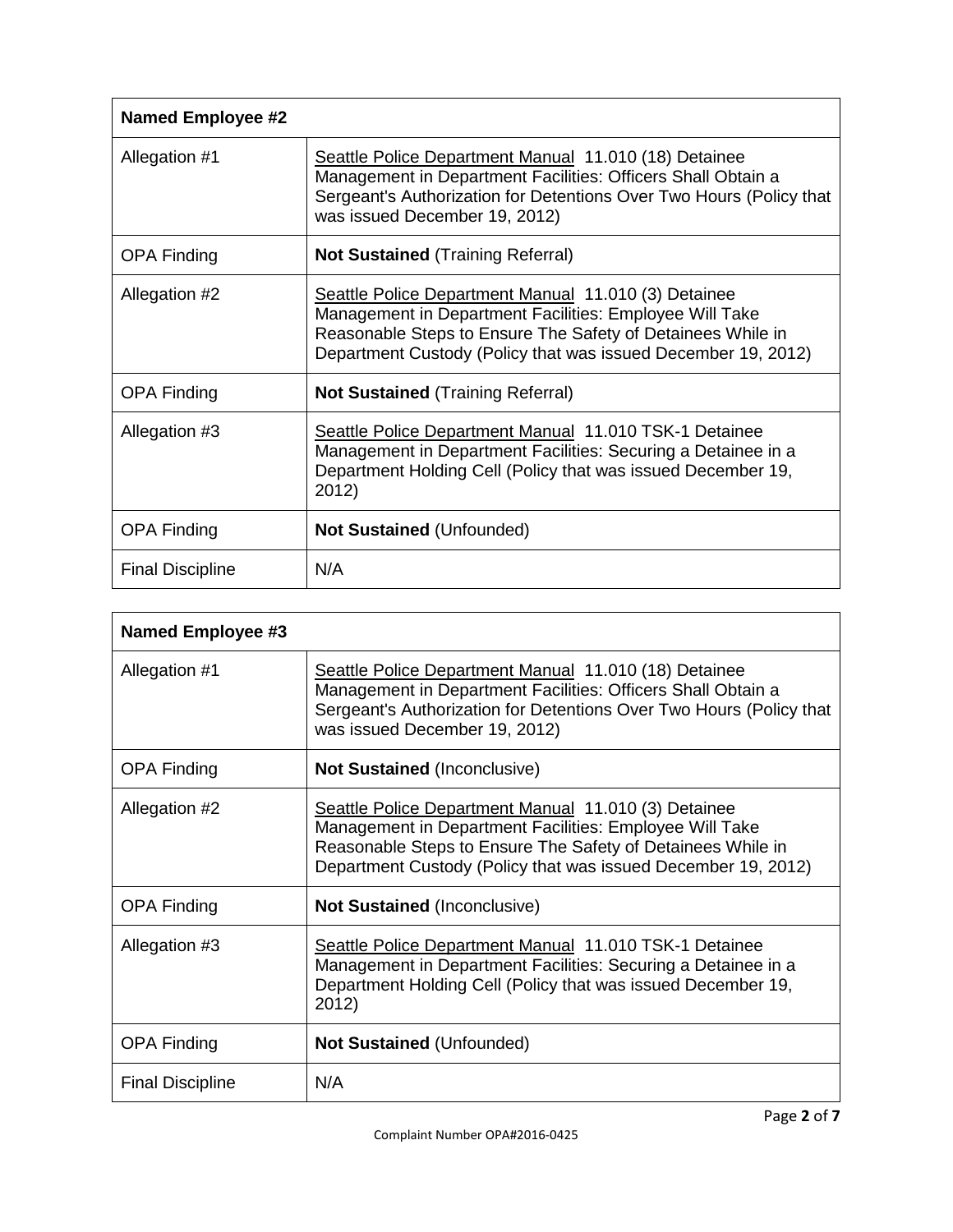| Named Employee #2 | |
|---|---|
| Allegation #1 | Seattle Police Department Manual 11.010 (18) Detainee Management in Department Facilities: Officers Shall Obtain a Sergeant's Authorization for Detentions Over Two Hours (Policy that was issued December 19, 2012) |
| OPA Finding | **Not Sustained** (Training Referral) |
| Allegation #2 | Seattle Police Department Manual 11.010 (3) Detainee Management in Department Facilities: Employee Will Take Reasonable Steps to Ensure The Safety of Detainees While in Department Custody (Policy that was issued December 19, 2012) |
| OPA Finding | **Not Sustained** (Training Referral) |
| Allegation #3 | Seattle Police Department Manual 11.010 TSK-1 Detainee Management in Department Facilities: Securing a Detainee in a Department Holding Cell (Policy that was issued December 19, 2012) |
| OPA Finding | **Not Sustained** (Unfounded) |
| Final Discipline | N/A |

| Named Employee #3 | |
|---|---|
| Allegation #1 | Seattle Police Department Manual 11.010 (18) Detainee Management in Department Facilities: Officers Shall Obtain a Sergeant's Authorization for Detentions Over Two Hours (Policy that was issued December 19, 2012) |
| OPA Finding | **Not Sustained** (Inconclusive) |
| Allegation #2 | Seattle Police Department Manual 11.010 (3) Detainee Management in Department Facilities: Employee Will Take Reasonable Steps to Ensure The Safety of Detainees While in Department Custody (Policy that was issued December 19, 2012) |
| OPA Finding | **Not Sustained** (Inconclusive) |
| Allegation #3 | Seattle Police Department Manual 11.010 TSK-1 Detainee Management in Department Facilities: Securing a Detainee in a Department Holding Cell (Policy that was issued December 19, 2012) |
| OPA Finding | **Not Sustained** (Unfounded) |
| Final Discipline | N/A |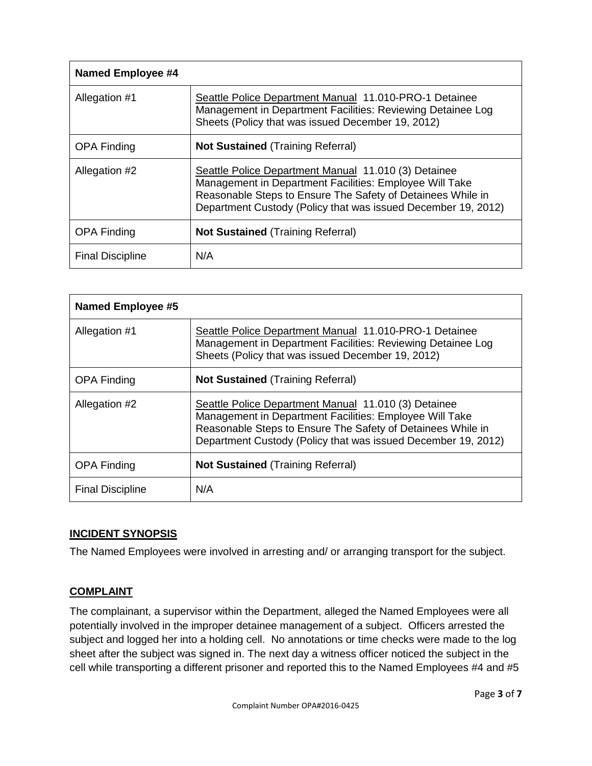| Named Employee #4 | |
|---|---|
| Allegation #1 | Seattle Police Department Manual 11.010-PRO-1 Detainee Management in Department Facilities: Reviewing Detainee Log Sheets (Policy that was issued December 19, 2012) |
| OPA Finding | **Not Sustained** (Training Referral) |
| Allegation #2 | Seattle Police Department Manual 11.010 (3) Detainee Management in Department Facilities: Employee Will Take Reasonable Steps to Ensure The Safety of Detainees While in Department Custody (Policy that was issued December 19, 2012) |
| OPA Finding | **Not Sustained** (Training Referral) |
| Final Discipline | N/A |

| Named Employee #5 | |
|---|---|
| Allegation #1 | Seattle Police Department Manual 11.010-PRO-1 Detainee Management in Department Facilities: Reviewing Detainee Log Sheets (Policy that was issued December 19, 2012) |
| OPA Finding | **Not Sustained** (Training Referral) |
| Allegation #2 | Seattle Police Department Manual 11.010 (3) Detainee Management in Department Facilities: Employee Will Take Reasonable Steps to Ensure The Safety of Detainees While in Department Custody (Policy that was issued December 19, 2012) |
| OPA Finding | **Not Sustained** (Training Referral) |
| Final Discipline | N/A |

## INCIDENT SYNOPSIS

The Named Employees were involved in arresting and/ or arranging transport for the subject.

## COMPLAINT

The complainant, a supervisor within the Department, alleged the Named Employees were all potentially involved in the improper detainee management of a subject. Officers arrested the subject and logged her into a holding cell. No annotations or time checks were made to the log sheet after the subject was signed in. The next day a witness officer noticed the subject in the cell while transporting a different prisoner and reported this to the Named Employees #4 and #5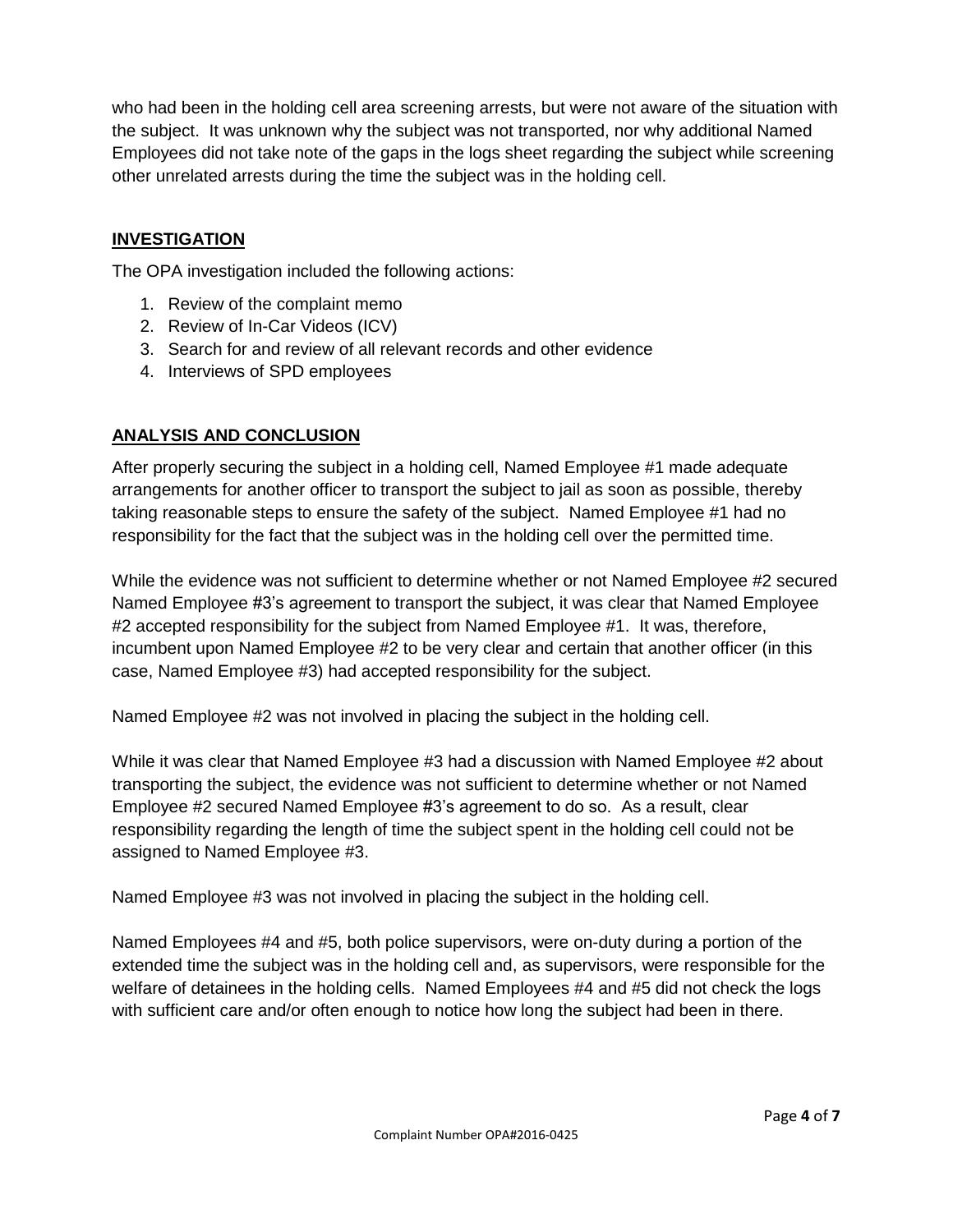who had been in the holding cell area screening arrests, but were not aware of the situation with the subject. It was unknown why the subject was not transported, nor why additional Named Employees did not take note of the gaps in the logs sheet regarding the subject while screening other unrelated arrests during the time the subject was in the holding cell.

## INVESTIGATION

The OPA investigation included the following actions:

1. Review of the complaint memo
2. Review of In-Car Videos (ICV)
3. Search for and review of all relevant records and other evidence
4. Interviews of SPD employees

## ANALYSIS AND CONCLUSION

After properly securing the subject in a holding cell, Named Employee #1 made adequate arrangements for another officer to transport the subject to jail as soon as possible, thereby taking reasonable steps to ensure the safety of the subject. Named Employee #1 had no responsibility for the fact that the subject was in the holding cell over the permitted time.

While the evidence was not sufficient to determine whether or not Named Employee #2 secured Named Employee #3's agreement to transport the subject, it was clear that Named Employee #2 accepted responsibility for the subject from Named Employee #1. It was, therefore, incumbent upon Named Employee #2 to be very clear and certain that another officer (in this case, Named Employee #3) had accepted responsibility for the subject.

Named Employee #2 was not involved in placing the subject in the holding cell.

While it was clear that Named Employee #3 had a discussion with Named Employee #2 about transporting the subject, the evidence was not sufficient to determine whether or not Named Employee #2 secured Named Employee #3's agreement to do so. As a result, clear responsibility regarding the length of time the subject spent in the holding cell could not be assigned to Named Employee #3.

Named Employee #3 was not involved in placing the subject in the holding cell.

Named Employees #4 and #5, both police supervisors, were on-duty during a portion of the extended time the subject was in the holding cell and, as supervisors, were responsible for the welfare of detainees in the holding cells. Named Employees #4 and #5 did not check the logs with sufficient care and/or often enough to notice how long the subject had been in there.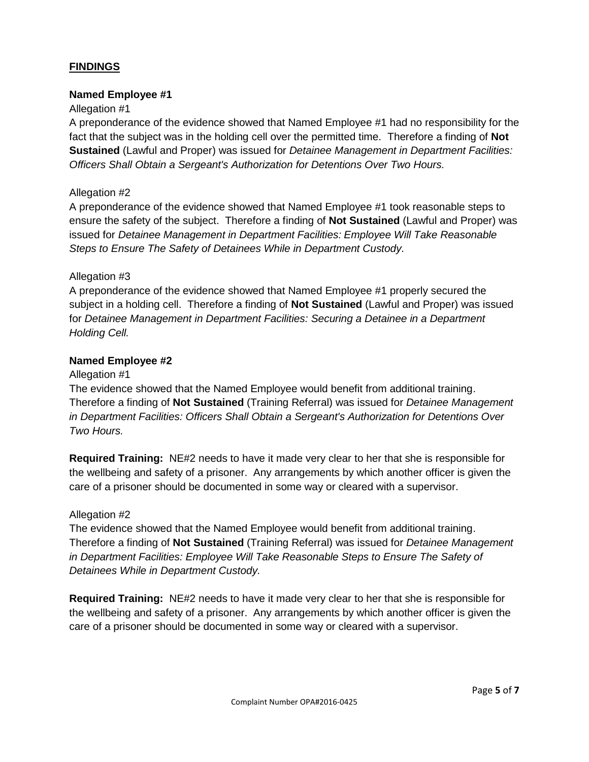## **FINDINGS**

**Named Employee #1**

Allegation #1

A preponderance of the evidence showed that Named Employee #1 had no responsibility for the fact that the subject was in the holding cell over the permitted time. Therefore a finding of **Not Sustained** (Lawful and Proper) was issued for *Detainee Management in Department Facilities: Officers Shall Obtain a Sergeant's Authorization for Detentions Over Two Hours.*

Allegation #2

A preponderance of the evidence showed that Named Employee #1 took reasonable steps to ensure the safety of the subject. Therefore a finding of **Not Sustained** (Lawful and Proper) was issued for *Detainee Management in Department Facilities: Employee Will Take Reasonable Steps to Ensure The Safety of Detainees While in Department Custody.*

Allegation #3

A preponderance of the evidence showed that Named Employee #1 properly secured the subject in a holding cell. Therefore a finding of **Not Sustained** (Lawful and Proper) was issued for *Detainee Management in Department Facilities: Securing a Detainee in a Department Holding Cell.*

**Named Employee #2**

Allegation #1

The evidence showed that the Named Employee would benefit from additional training. Therefore a finding of **Not Sustained** (Training Referral) was issued for *Detainee Management in Department Facilities: Officers Shall Obtain a Sergeant's Authorization for Detentions Over Two Hours.*

**Required Training:** NE#2 needs to have it made very clear to her that she is responsible for the wellbeing and safety of a prisoner. Any arrangements by which another officer is given the care of a prisoner should be documented in some way or cleared with a supervisor.

Allegation #2

The evidence showed that the Named Employee would benefit from additional training. Therefore a finding of **Not Sustained** (Training Referral) was issued for *Detainee Management in Department Facilities: Employee Will Take Reasonable Steps to Ensure The Safety of Detainees While in Department Custody.*

**Required Training:** NE#2 needs to have it made very clear to her that she is responsible for the wellbeing and safety of a prisoner. Any arrangements by which another officer is given the care of a prisoner should be documented in some way or cleared with a supervisor.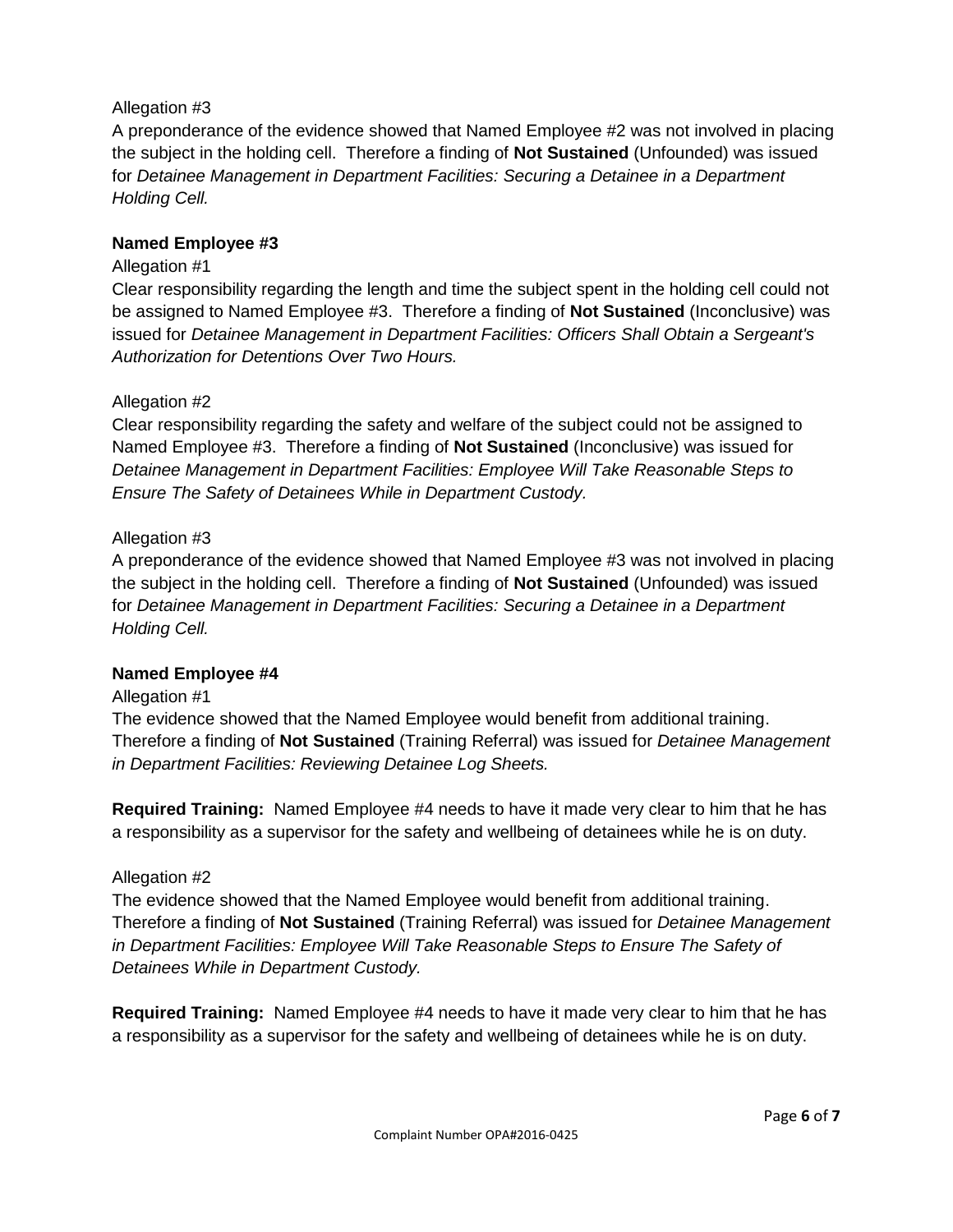Allegation #3

A preponderance of the evidence showed that Named Employee #2 was not involved in placing the subject in the holding cell. Therefore a finding of **Not Sustained** (Unfounded) was issued for *Detainee Management in Department Facilities: Securing a Detainee in a Department Holding Cell.*

**Named Employee #3**

Allegation #1

Clear responsibility regarding the length and time the subject spent in the holding cell could not be assigned to Named Employee #3. Therefore a finding of **Not Sustained** (Inconclusive) was issued for *Detainee Management in Department Facilities: Officers Shall Obtain a Sergeant's Authorization for Detentions Over Two Hours.*

Allegation #2

Clear responsibility regarding the safety and welfare of the subject could not be assigned to Named Employee #3. Therefore a finding of **Not Sustained** (Inconclusive) was issued for *Detainee Management in Department Facilities: Employee Will Take Reasonable Steps to Ensure The Safety of Detainees While in Department Custody.*

Allegation #3

A preponderance of the evidence showed that Named Employee #3 was not involved in placing the subject in the holding cell. Therefore a finding of **Not Sustained** (Unfounded) was issued for *Detainee Management in Department Facilities: Securing a Detainee in a Department Holding Cell.*

**Named Employee #4**

Allegation #1

The evidence showed that the Named Employee would benefit from additional training. Therefore a finding of **Not Sustained** (Training Referral) was issued for *Detainee Management in Department Facilities: Reviewing Detainee Log Sheets.*

**Required Training:** Named Employee #4 needs to have it made very clear to him that he has a responsibility as a supervisor for the safety and wellbeing of detainees while he is on duty.

Allegation #2

The evidence showed that the Named Employee would benefit from additional training. Therefore a finding of **Not Sustained** (Training Referral) was issued for *Detainee Management in Department Facilities: Employee Will Take Reasonable Steps to Ensure The Safety of Detainees While in Department Custody.*

**Required Training:** Named Employee #4 needs to have it made very clear to him that he has a responsibility as a supervisor for the safety and wellbeing of detainees while he is on duty.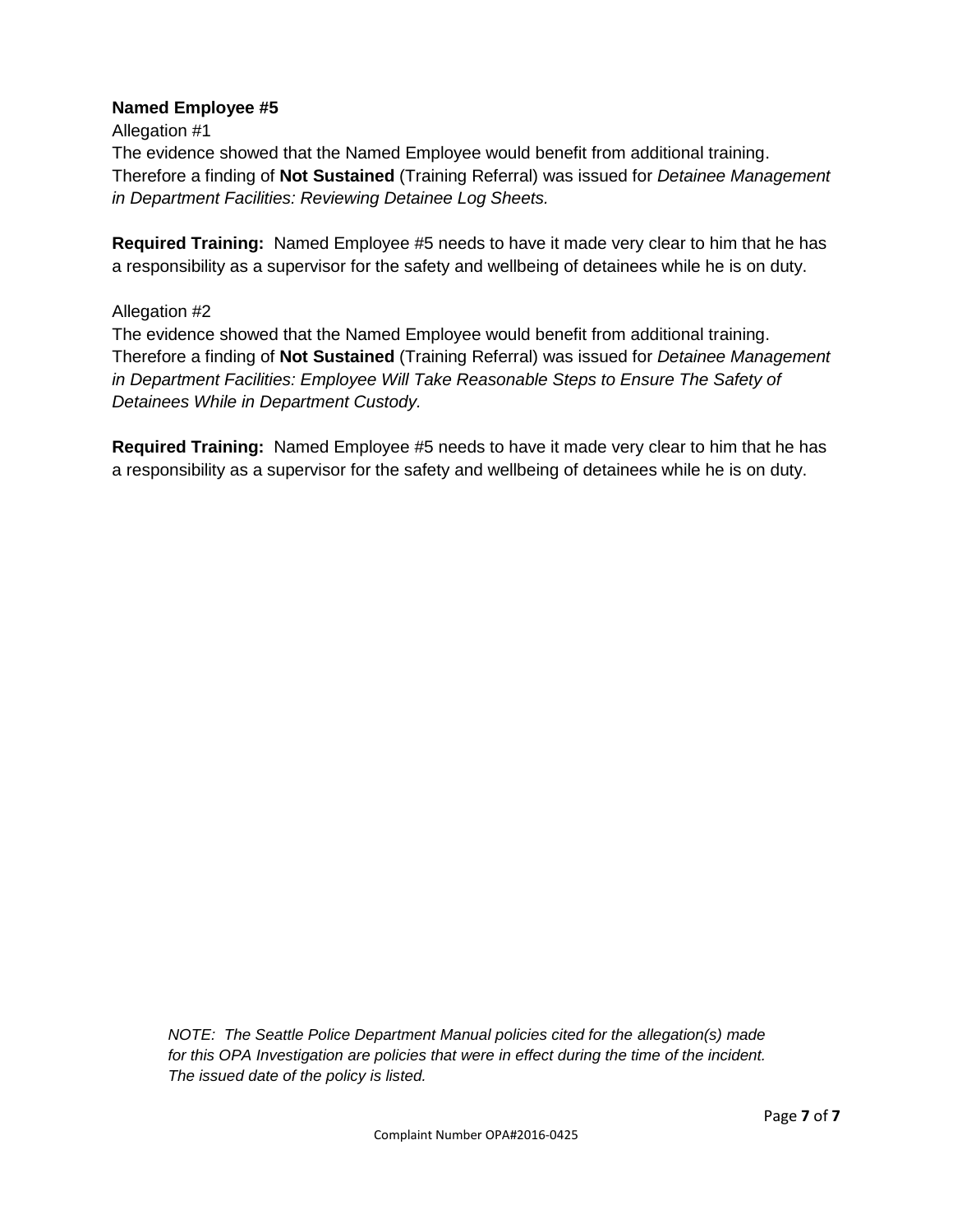**Named Employee #5**

Allegation #1

The evidence showed that the Named Employee would benefit from additional training. Therefore a finding of **Not Sustained** (Training Referral) was issued for *Detainee Management in Department Facilities: Reviewing Detainee Log Sheets.*

**Required Training:** Named Employee #5 needs to have it made very clear to him that he has a responsibility as a supervisor for the safety and wellbeing of detainees while he is on duty.

Allegation #2

The evidence showed that the Named Employee would benefit from additional training. Therefore a finding of **Not Sustained** (Training Referral) was issued for *Detainee Management in Department Facilities: Employee Will Take Reasonable Steps to Ensure The Safety of Detainees While in Department Custody.*

**Required Training:** Named Employee #5 needs to have it made very clear to him that he has a responsibility as a supervisor for the safety and wellbeing of detainees while he is on duty.

*NOTE: The Seattle Police Department Manual policies cited for the allegation(s) made for this OPA Investigation are policies that were in effect during the time of the incident. The issued date of the policy is listed.*

Complaint Number OPA#2016-0425